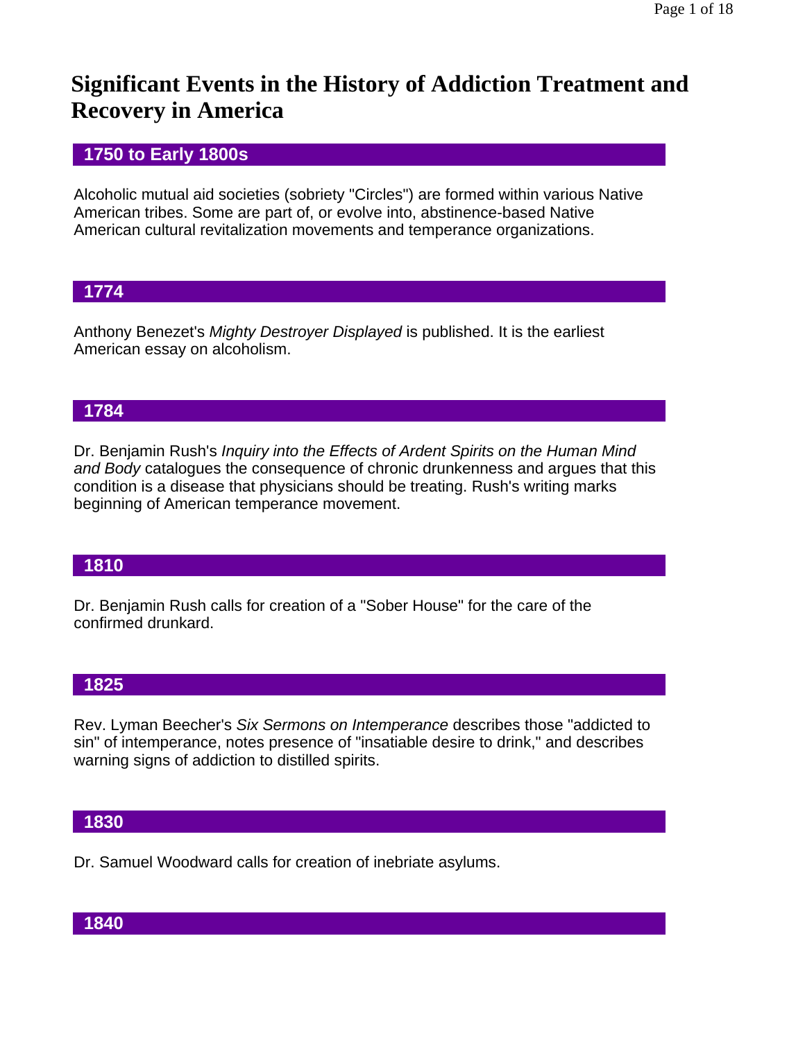# Significant Events in the History of Addiction Treatment and Recovery in America

## 1750 to Early 1800s

Alcoholic mutual aid societies (sobriety "Circles") are formed within various Native American tribes. Some are part of, or evolve into, abstinence-based Native American cultural revitalization movements and temperance organizations.

## 1774

Anthony Benezet's *Mighty Destroyer Displayed* is published. It is the earliest American essay on alcoholism.

## 1784

Dr. Benjamin Rush's *Inquiry into the Effects of Ardent Spirits on the Human Mind and Body* catalogues the consequence of chronic drunkenness and argues that this condition is a disease that physicians should be treating. Rush's writing marks beginning of American temperance movement.

## 1810

Dr. Benjamin Rush calls for creation of a "Sober House" for the care of the confirmed drunkard.

## 1825

Rev. Lyman Beecher's *Six Sermons on Intemperance* describes those "addicted to sin" of intemperance, notes presence of "insatiable desire to drink," and describes warning signs of addiction to distilled spirits.

## 1830

Dr. Samuel Woodward calls for creation of inebriate asylums.

## 1840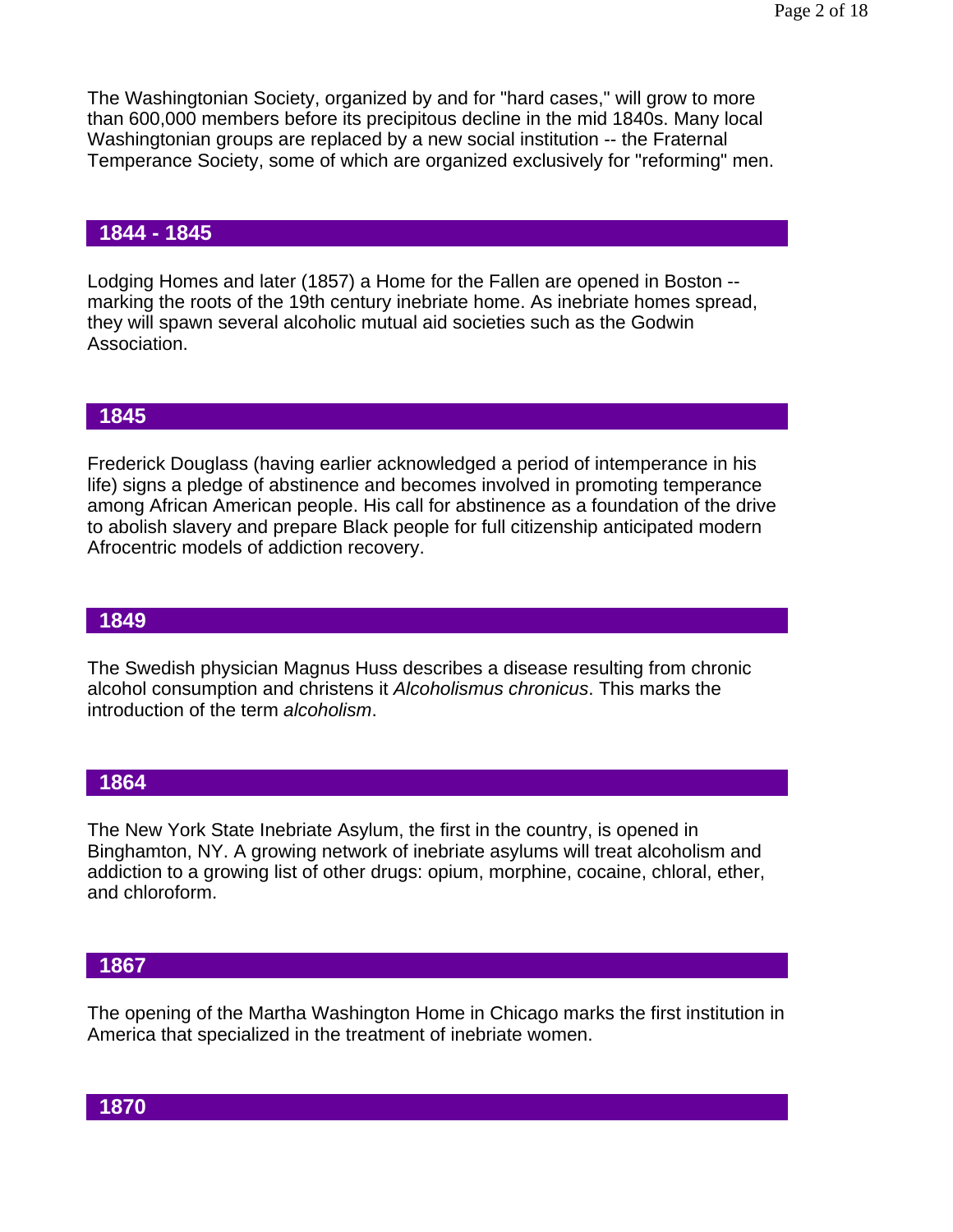The Washingtonian Society, organized by and for "hard cases," will grow to more than 600,000 members before its precipitous decline in the mid 1840s. Many local Washingtonian groups are replaced by a new social institution -- the Fraternal Temperance Society, some of which are organized exclusively for "reforming" men.

## 1844 - 1845

Lodging Homes and later (1857) a Home for the Fallen are opened in Boston -- marking the roots of the 19th century inebriate home. As inebriate homes spread, they will spawn several alcoholic mutual aid societies such as the Godwin Association.

## 1845

Frederick Douglass (having earlier acknowledged a period of intemperance in his life) signs a pledge of abstinence and becomes involved in promoting temperance among African American people. His call for abstinence as a foundation of the drive to abolish slavery and prepare Black people for full citizenship anticipated modern Afrocentric models of addiction recovery.

## 1849

The Swedish physician Magnus Huss describes a disease resulting from chronic alcohol consumption and christens it *Alcoholismus chronicus*. This marks the introduction of the term *alcoholism*.

## 1864

The New York State Inebriate Asylum, the first in the country, is opened in Binghamton, NY. A growing network of inebriate asylums will treat alcoholism and addiction to a growing list of other drugs: opium, morphine, cocaine, chloral, ether, and chloroform.

## 1867

The opening of the Martha Washington Home in Chicago marks the first institution in America that specialized in the treatment of inebriate women.

## 1870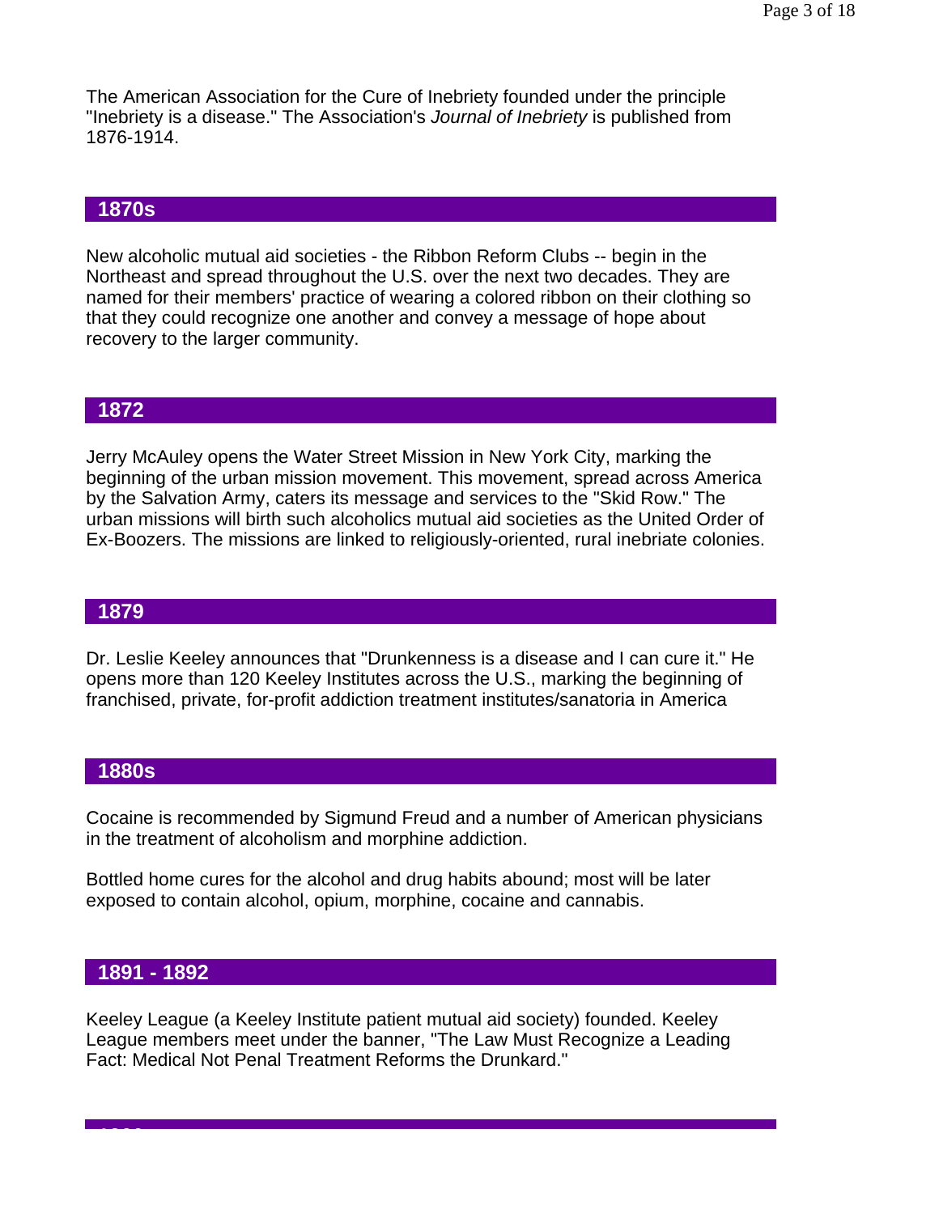The American Association for the Cure of Inebriety founded under the principle "Inebriety is a disease." The Association's *Journal of Inebriety* is published from 1876-1914.

## 1870s

New alcoholic mutual aid societies - the Ribbon Reform Clubs -- begin in the Northeast and spread throughout the U.S. over the next two decades. They are named for their members' practice of wearing a colored ribbon on their clothing so that they could recognize one another and convey a message of hope about recovery to the larger community.

## 1872

Jerry McAuley opens the Water Street Mission in New York City, marking the beginning of the urban mission movement. This movement, spread across America by the Salvation Army, caters its message and services to the "Skid Row." The urban missions will birth such alcoholics mutual aid societies as the United Order of Ex-Boozers. The missions are linked to religiously-oriented, rural inebriate colonies.

## 1879

Dr. Leslie Keeley announces that "Drunkenness is a disease and I can cure it." He opens more than 120 Keeley Institutes across the U.S., marking the beginning of franchised, private, for-profit addiction treatment institutes/sanatoria in America

## 1880s

Cocaine is recommended by Sigmund Freud and a number of American physicians in the treatment of alcoholism and morphine addiction.

Bottled home cures for the alcohol and drug habits abound; most will be later exposed to contain alcohol, opium, morphine, cocaine and cannabis.

## 1891 - 1892

Keeley League (a Keeley Institute patient mutual aid society) founded. Keeley League members meet under the banner, "The Law Must Recognize a Leading Fact: Medical Not Penal Treatment Reforms the Drunkard."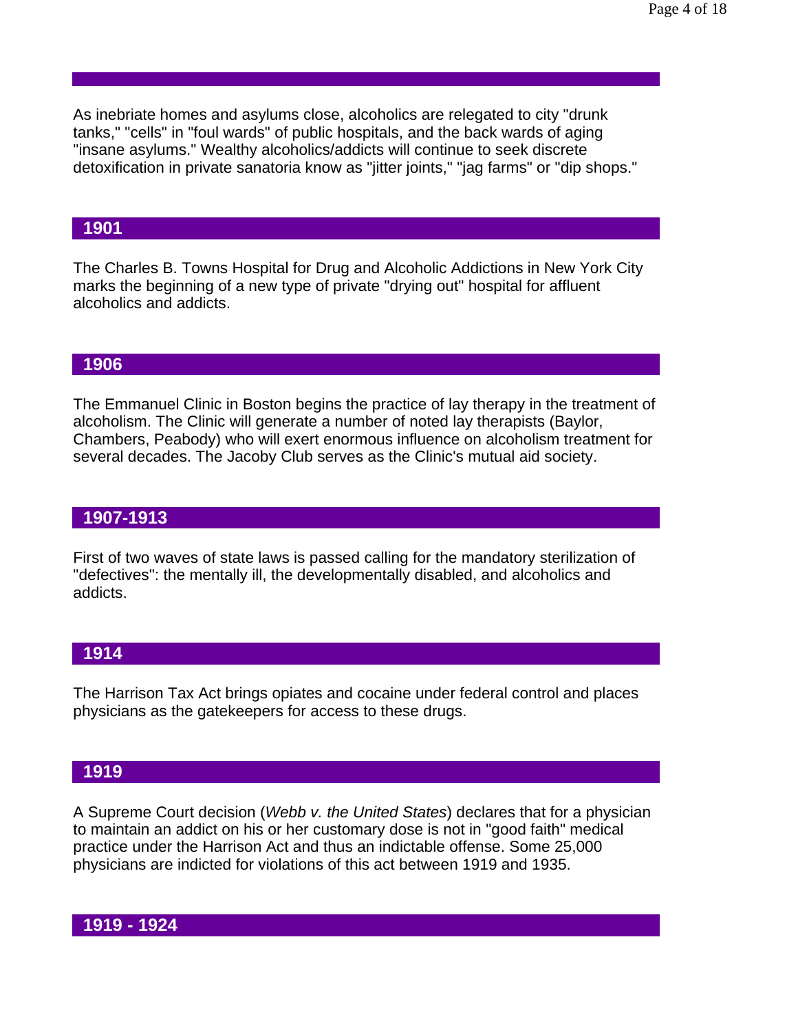As inebriate homes and asylums close, alcoholics are relegated to city "drunk tanks," "cells" in "foul wards" of public hospitals, and the back wards of aging "insane asylums." Wealthy alcoholics/addicts will continue to seek discrete detoxification in private sanatoria know as "jitter joints," "jag farms" or "dip shops."

## 1901

The Charles B. Towns Hospital for Drug and Alcoholic Addictions in New York City marks the beginning of a new type of private "drying out" hospital for affluent alcoholics and addicts.

## 1906

The Emmanuel Clinic in Boston begins the practice of lay therapy in the treatment of alcoholism. The Clinic will generate a number of noted lay therapists (Baylor, Chambers, Peabody) who will exert enormous influence on alcoholism treatment for several decades. The Jacoby Club serves as the Clinic's mutual aid society.

## 1907-1913

First of two waves of state laws is passed calling for the mandatory sterilization of "defectives": the mentally ill, the developmentally disabled, and alcoholics and addicts.

## 1914

The Harrison Tax Act brings opiates and cocaine under federal control and places physicians as the gatekeepers for access to these drugs.

## 1919

A Supreme Court decision (*Webb v. the United States*) declares that for a physician to maintain an addict on his or her customary dose is not in "good faith" medical practice under the Harrison Act and thus an indictable offense. Some 25,000 physicians are indicted for violations of this act between 1919 and 1935.

## 1919 - 1924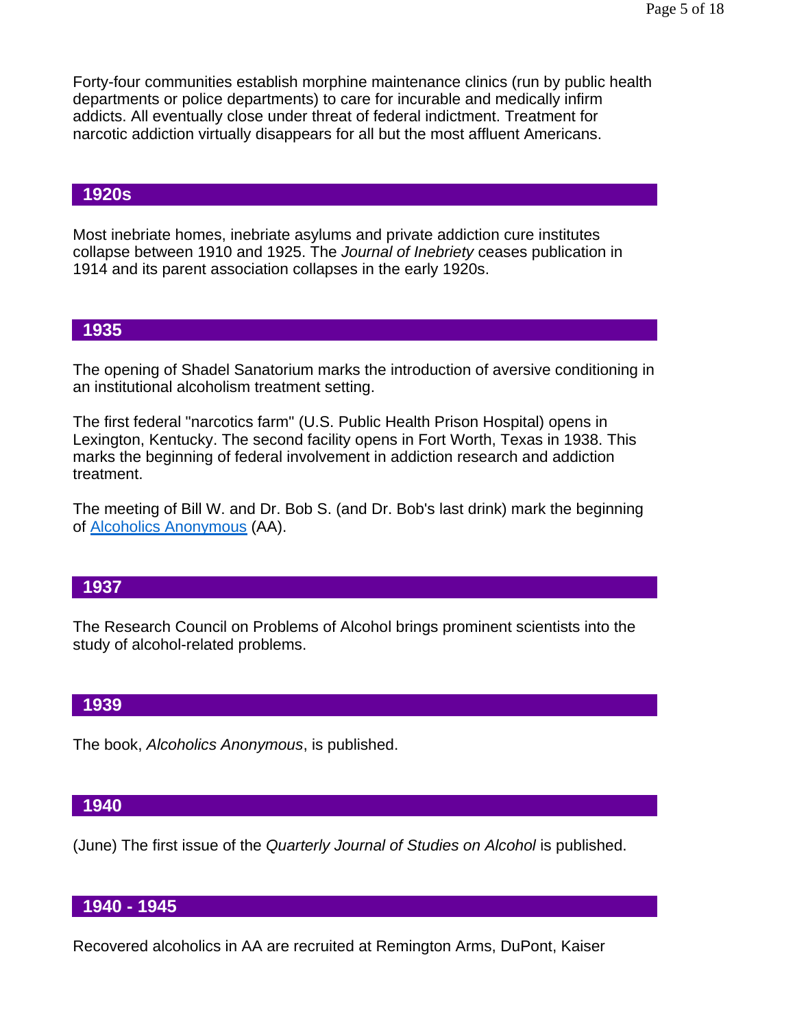Forty-four communities establish morphine maintenance clinics (run by public health departments or police departments) to care for incurable and medically infirm addicts. All eventually close under threat of federal indictment. Treatment for narcotic addiction virtually disappears for all but the most affluent Americans.

## 1920s

Most inebriate homes, inebriate asylums and private addiction cure institutes collapse between 1910 and 1925. The *Journal of Inebriety* ceases publication in 1914 and its parent association collapses in the early 1920s.

## 1935

The opening of Shadel Sanatorium marks the introduction of aversive conditioning in an institutional alcoholism treatment setting.

The first federal "narcotics farm" (U.S. Public Health Prison Hospital) opens in Lexington, Kentucky. The second facility opens in Fort Worth, Texas in 1938. This marks the beginning of federal involvement in addiction research and addiction treatment.

The meeting of Bill W. and Dr. Bob S. (and Dr. Bob's last drink) mark the beginning of Alcoholics Anonymous (AA).

## 1937

The Research Council on Problems of Alcohol brings prominent scientists into the study of alcohol-related problems.

## 1939

The book, *Alcoholics Anonymous*, is published.

## 1940

(June) The first issue of the *Quarterly Journal of Studies on Alcohol* is published.

## 1940 - 1945

Recovered alcoholics in AA are recruited at Remington Arms, DuPont, Kaiser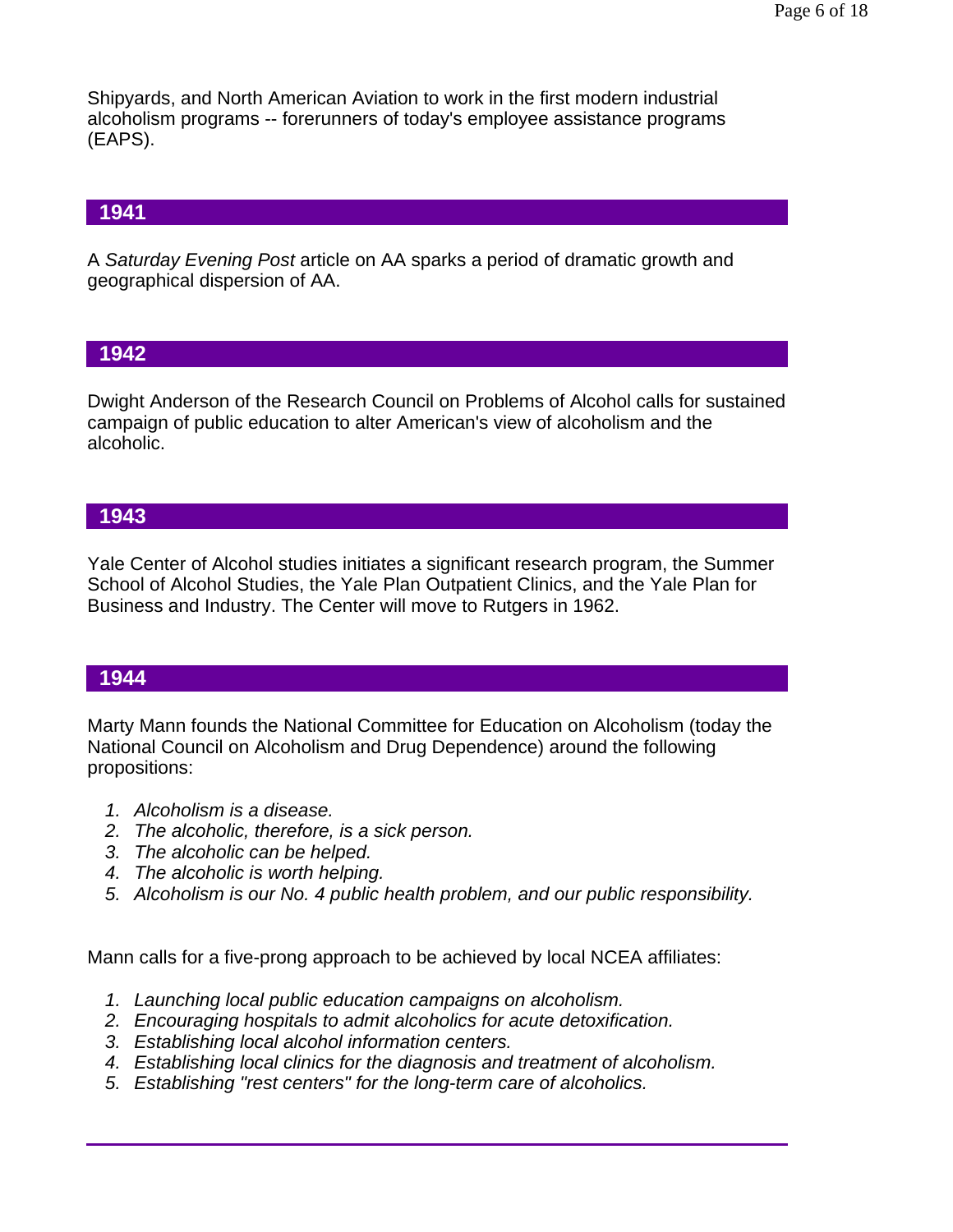Shipyards, and North American Aviation to work in the first modern industrial alcoholism programs -- forerunners of today's employee assistance programs (EAPS).

## 1941

A *Saturday Evening Post* article on AA sparks a period of dramatic growth and geographical dispersion of AA.

## 1942

Dwight Anderson of the Research Council on Problems of Alcohol calls for sustained campaign of public education to alter American's view of alcoholism and the alcoholic.

## 1943

Yale Center of Alcohol studies initiates a significant research program, the Summer School of Alcohol Studies, the Yale Plan Outpatient Clinics, and the Yale Plan for Business and Industry. The Center will move to Rutgers in 1962.

## 1944

Marty Mann founds the National Committee for Education on Alcoholism (today the National Council on Alcoholism and Drug Dependence) around the following propositions:

1. *Alcoholism is a disease.*
2. *The alcoholic, therefore, is a sick person.*
3. *The alcoholic can be helped.*
4. *The alcoholic is worth helping.*
5. *Alcoholism is our No. 4 public health problem, and our public responsibility.*

Mann calls for a five-prong approach to be achieved by local NCEA affiliates:

1. *Launching local public education campaigns on alcoholism.*
2. *Encouraging hospitals to admit alcoholics for acute detoxification.*
3. *Establishing local alcohol information centers.*
4. *Establishing local clinics for the diagnosis and treatment of alcoholism.*
5. *Establishing "rest centers" for the long-term care of alcoholics.*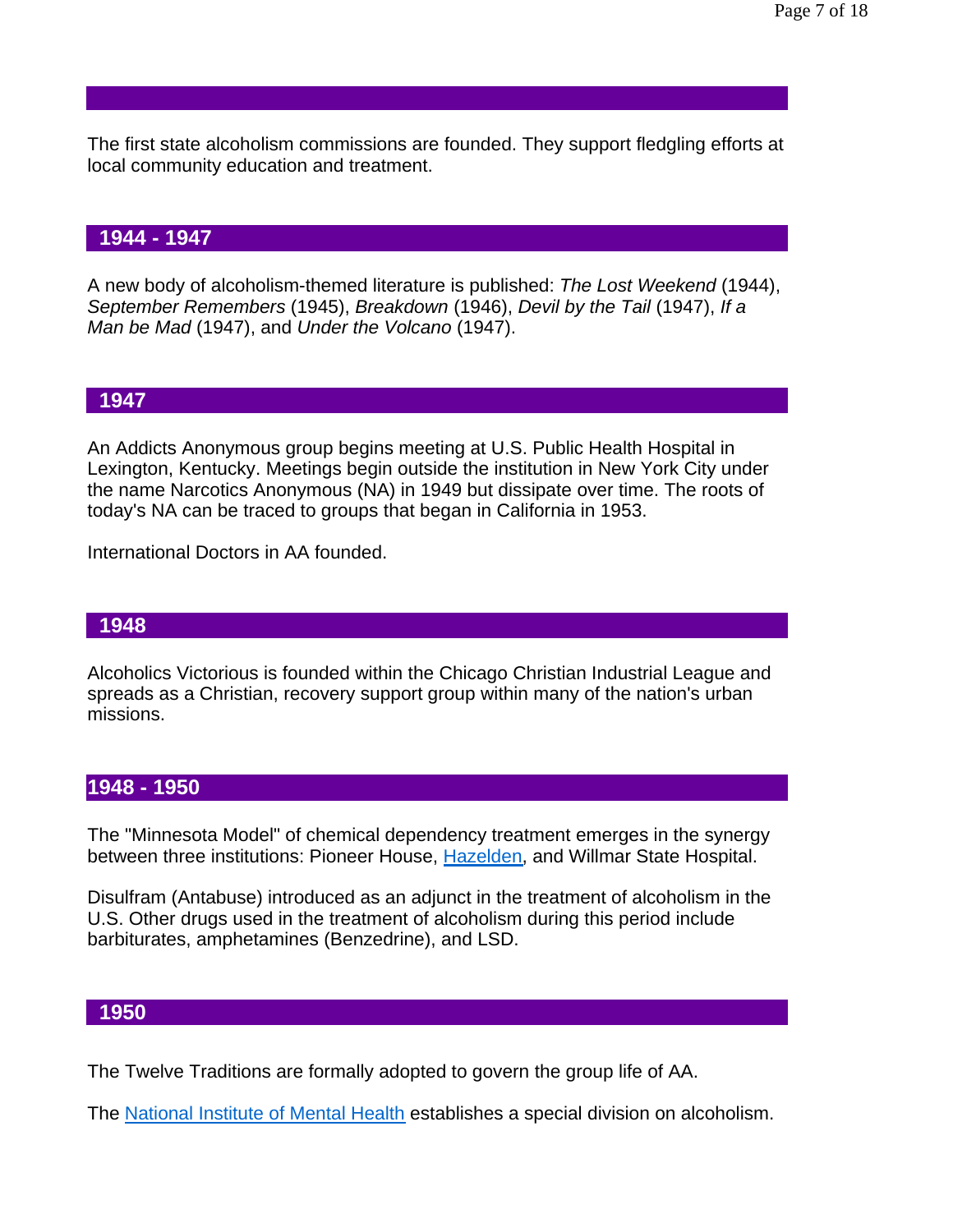The first state alcoholism commissions are founded. They support fledgling efforts at local community education and treatment.

## 1944 - 1947

A new body of alcoholism-themed literature is published: *The Lost Weekend* (1944), *September Remembers* (1945), *Breakdown* (1946), *Devil by the Tail* (1947), *If a Man be Mad* (1947), and *Under the Volcano* (1947).

## 1947

An Addicts Anonymous group begins meeting at U.S. Public Health Hospital in Lexington, Kentucky. Meetings begin outside the institution in New York City under the name Narcotics Anonymous (NA) in 1949 but dissipate over time. The roots of today's NA can be traced to groups that began in California in 1953.

International Doctors in AA founded.

## 1948

Alcoholics Victorious is founded within the Chicago Christian Industrial League and spreads as a Christian, recovery support group within many of the nation's urban missions.

## 1948 - 1950

The "Minnesota Model" of chemical dependency treatment emerges in the synergy between three institutions: Pioneer House, Hazelden, and Willmar State Hospital.

Disulfram (Antabuse) introduced as an adjunct in the treatment of alcoholism in the U.S. Other drugs used in the treatment of alcoholism during this period include barbiturates, amphetamines (Benzedrine), and LSD.

## 1950

The Twelve Traditions are formally adopted to govern the group life of AA.

The National Institute of Mental Health establishes a special division on alcoholism.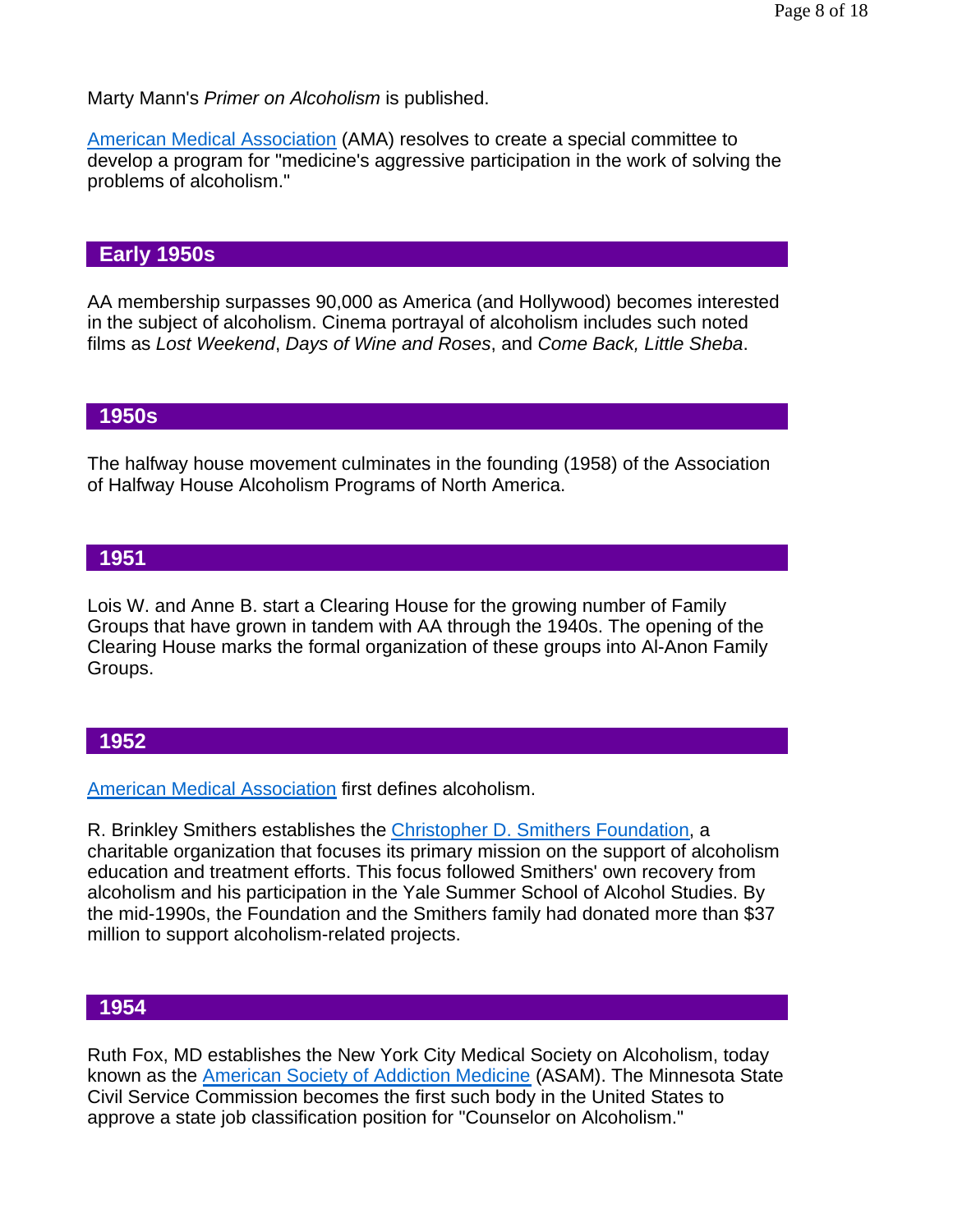Marty Mann's *Primer on Alcoholism* is published.

American Medical Association (AMA) resolves to create a special committee to develop a program for "medicine's aggressive participation in the work of solving the problems of alcoholism."

## Early 1950s

AA membership surpasses 90,000 as America (and Hollywood) becomes interested in the subject of alcoholism. Cinema portrayal of alcoholism includes such noted films as *Lost Weekend*, *Days of Wine and Roses*, and *Come Back, Little Sheba*.

## 1950s

The halfway house movement culminates in the founding (1958) of the Association of Halfway House Alcoholism Programs of North America.

## 1951

Lois W. and Anne B. start a Clearing House for the growing number of Family Groups that have grown in tandem with AA through the 1940s. The opening of the Clearing House marks the formal organization of these groups into Al-Anon Family Groups.

## 1952

American Medical Association first defines alcoholism.

R. Brinkley Smithers establishes the Christopher D. Smithers Foundation, a charitable organization that focuses its primary mission on the support of alcoholism education and treatment efforts. This focus followed Smithers' own recovery from alcoholism and his participation in the Yale Summer School of Alcohol Studies. By the mid-1990s, the Foundation and the Smithers family had donated more than $37 million to support alcoholism-related projects.

## 1954

Ruth Fox, MD establishes the New York City Medical Society on Alcoholism, today known as the American Society of Addiction Medicine (ASAM). The Minnesota State Civil Service Commission becomes the first such body in the United States to approve a state job classification position for "Counselor on Alcoholism."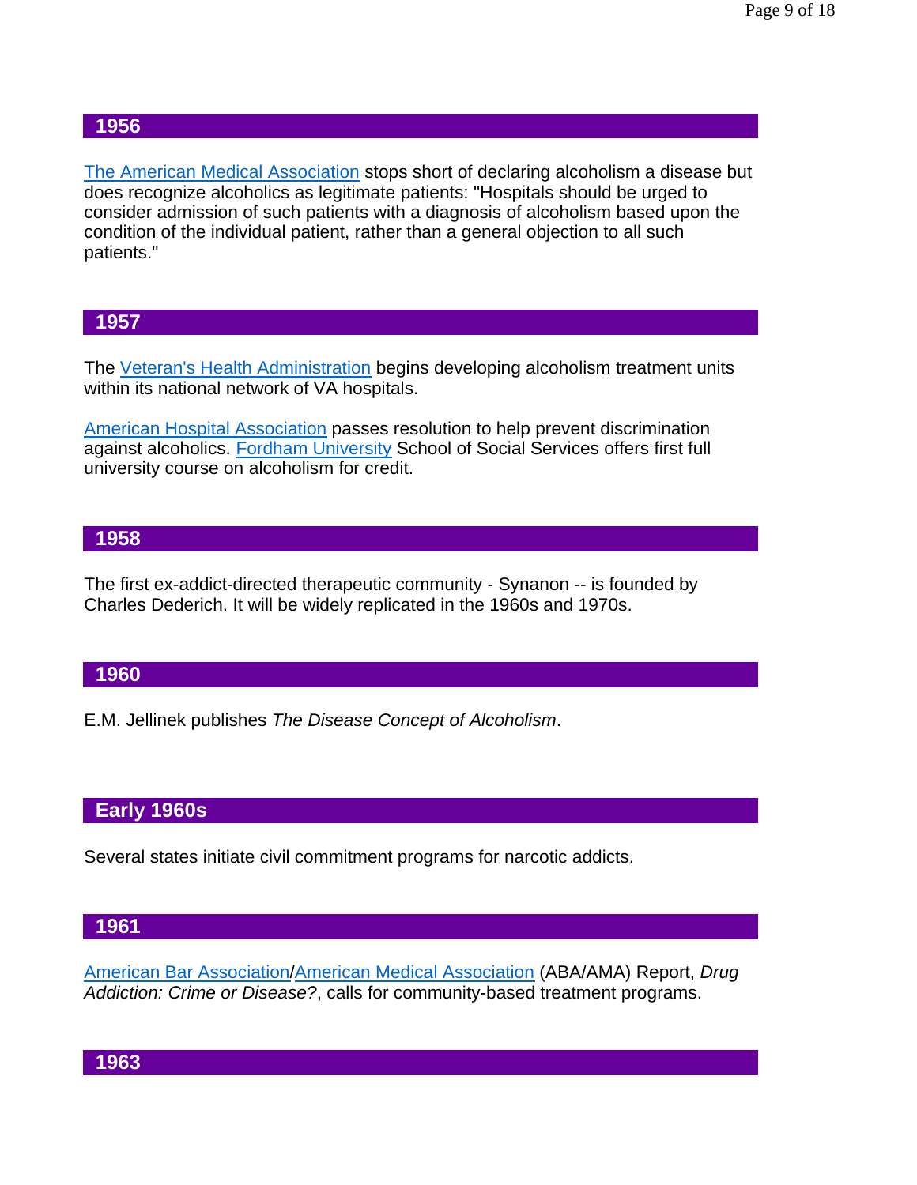## 1956

The American Medical Association stops short of declaring alcoholism a disease but does recognize alcoholics as legitimate patients: "Hospitals should be urged to consider admission of such patients with a diagnosis of alcoholism based upon the condition of the individual patient, rather than a general objection to all such patients."

## 1957

The Veteran's Health Administration begins developing alcoholism treatment units within its national network of VA hospitals.

American Hospital Association passes resolution to help prevent discrimination against alcoholics. Fordham University School of Social Services offers first full university course on alcoholism for credit.

## 1958

The first ex-addict-directed therapeutic community - Synanon -- is founded by Charles Dederich. It will be widely replicated in the 1960s and 1970s.

## 1960

E.M. Jellinek publishes *The Disease Concept of Alcoholism*.

## Early 1960s

Several states initiate civil commitment programs for narcotic addicts.

## 1961

American Bar Association/American Medical Association (ABA/AMA) Report, *Drug Addiction: Crime or Disease?*, calls for community-based treatment programs.

## 1963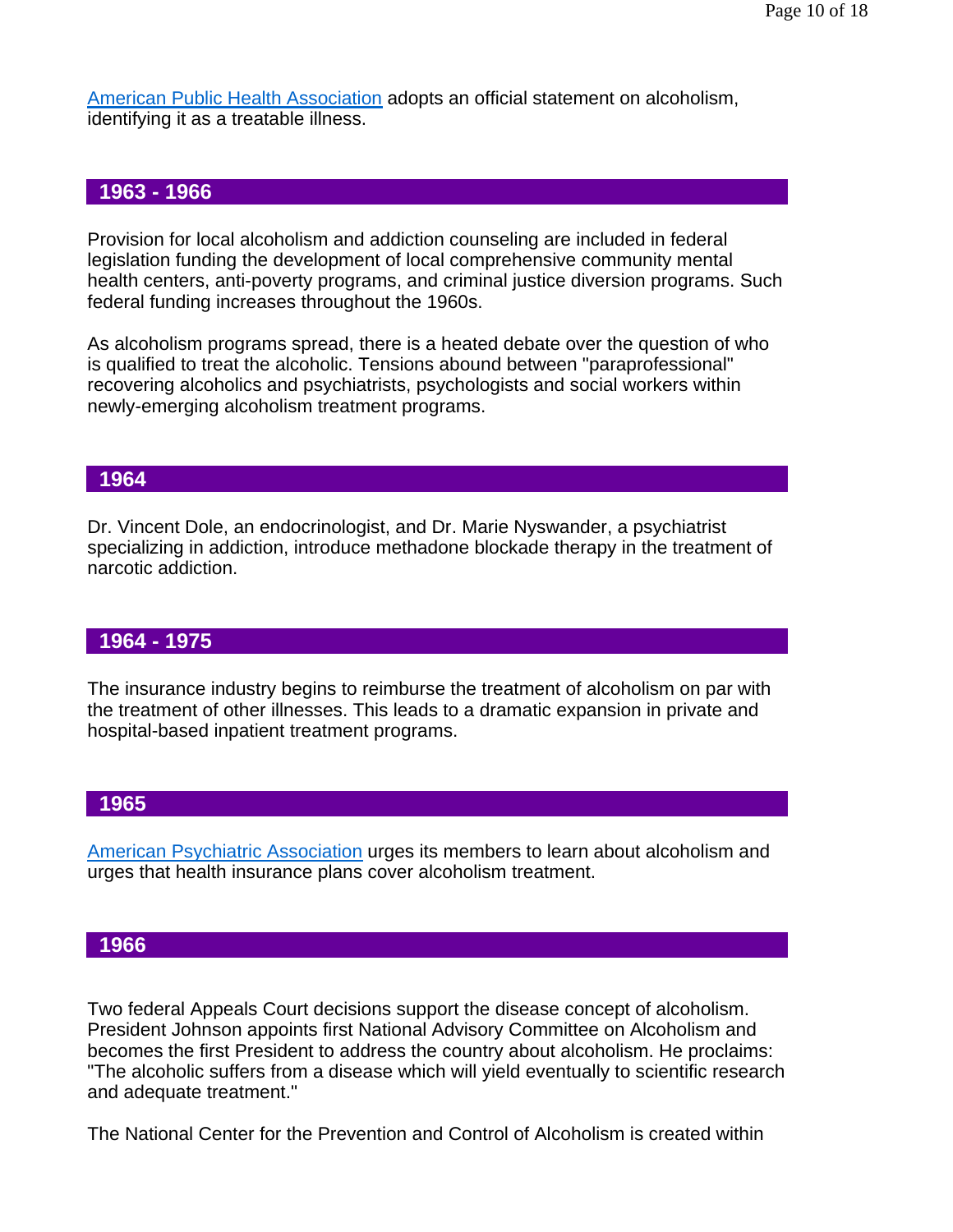American Public Health Association adopts an official statement on alcoholism, identifying it as a treatable illness.

## 1963 - 1966

Provision for local alcoholism and addiction counseling are included in federal legislation funding the development of local comprehensive community mental health centers, anti-poverty programs, and criminal justice diversion programs. Such federal funding increases throughout the 1960s.

As alcoholism programs spread, there is a heated debate over the question of who is qualified to treat the alcoholic. Tensions abound between "paraprofessional" recovering alcoholics and psychiatrists, psychologists and social workers within newly-emerging alcoholism treatment programs.

## 1964

Dr. Vincent Dole, an endocrinologist, and Dr. Marie Nyswander, a psychiatrist specializing in addiction, introduce methadone blockade therapy in the treatment of narcotic addiction.

## 1964 - 1975

The insurance industry begins to reimburse the treatment of alcoholism on par with the treatment of other illnesses. This leads to a dramatic expansion in private and hospital-based inpatient treatment programs.

## 1965

American Psychiatric Association urges its members to learn about alcoholism and urges that health insurance plans cover alcoholism treatment.

## 1966

Two federal Appeals Court decisions support the disease concept of alcoholism. President Johnson appoints first National Advisory Committee on Alcoholism and becomes the first President to address the country about alcoholism. He proclaims: "The alcoholic suffers from a disease which will yield eventually to scientific research and adequate treatment."

The National Center for the Prevention and Control of Alcoholism is created within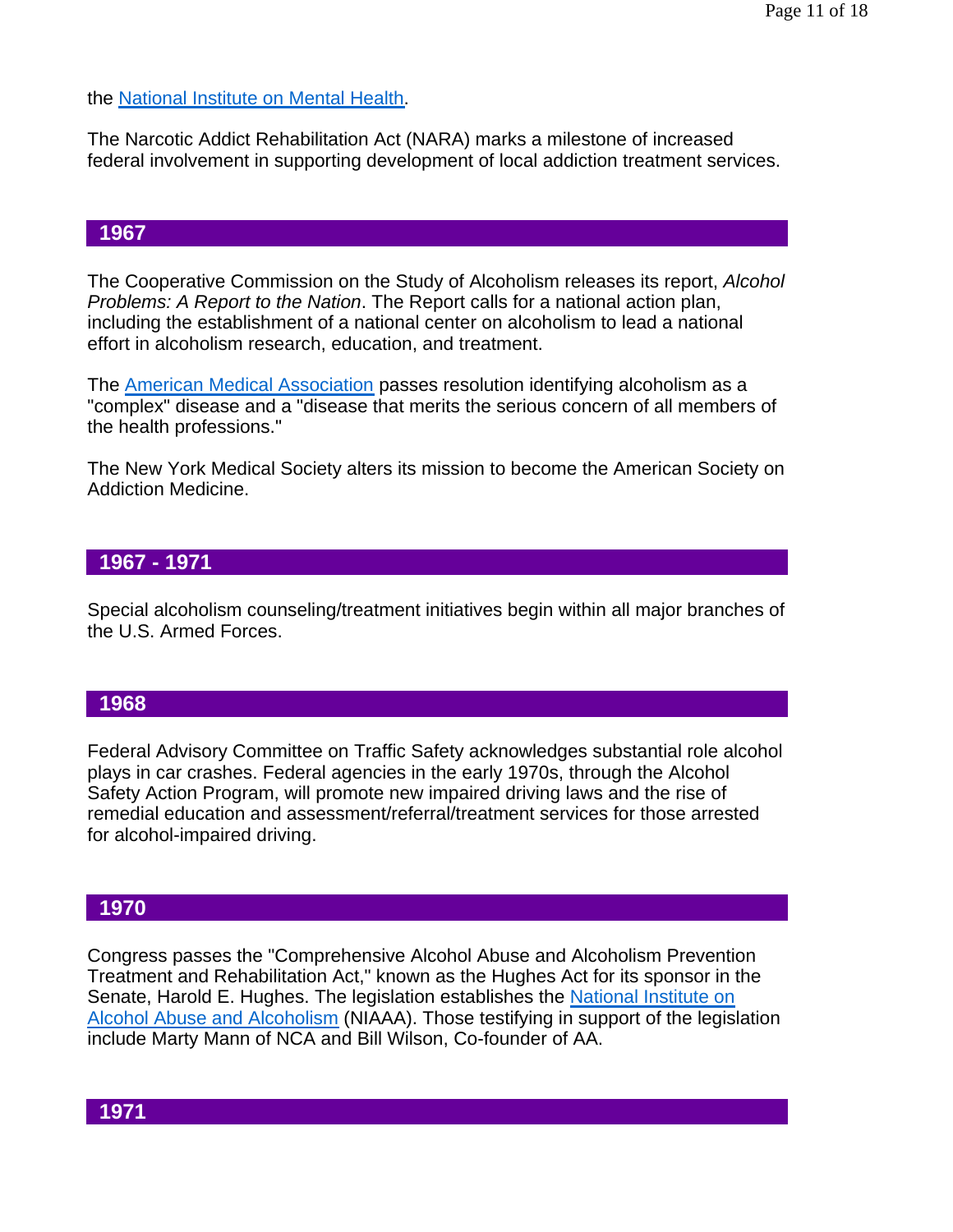the National Institute on Mental Health.

The Narcotic Addict Rehabilitation Act (NARA) marks a milestone of increased federal involvement in supporting development of local addiction treatment services.

## 1967

The Cooperative Commission on the Study of Alcoholism releases its report, *Alcohol Problems: A Report to the Nation*. The Report calls for a national action plan, including the establishment of a national center on alcoholism to lead a national effort in alcoholism research, education, and treatment.

The American Medical Association passes resolution identifying alcoholism as a "complex" disease and a "disease that merits the serious concern of all members of the health professions."

The New York Medical Society alters its mission to become the American Society on Addiction Medicine.

## 1967 - 1971

Special alcoholism counseling/treatment initiatives begin within all major branches of the U.S. Armed Forces.

## 1968

Federal Advisory Committee on Traffic Safety acknowledges substantial role alcohol plays in car crashes. Federal agencies in the early 1970s, through the Alcohol Safety Action Program, will promote new impaired driving laws and the rise of remedial education and assessment/referral/treatment services for those arrested for alcohol-impaired driving.

## 1970

Congress passes the "Comprehensive Alcohol Abuse and Alcoholism Prevention Treatment and Rehabilitation Act," known as the Hughes Act for its sponsor in the Senate, Harold E. Hughes. The legislation establishes the National Institute on Alcohol Abuse and Alcoholism (NIAAA). Those testifying in support of the legislation include Marty Mann of NCA and Bill Wilson, Co-founder of AA.

## 1971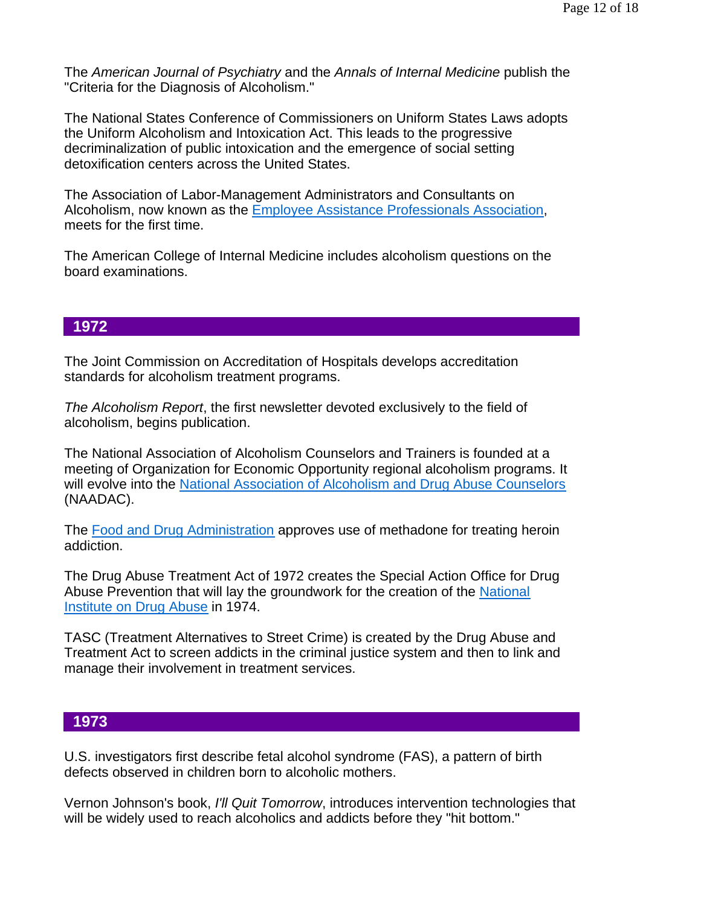The *American Journal of Psychiatry* and the *Annals of Internal Medicine* publish the "Criteria for the Diagnosis of Alcoholism."

The National States Conference of Commissioners on Uniform States Laws adopts the Uniform Alcoholism and Intoxication Act. This leads to the progressive decriminalization of public intoxication and the emergence of social setting detoxification centers across the United States.

The Association of Labor-Management Administrators and Consultants on Alcoholism, now known as the Employee Assistance Professionals Association, meets for the first time.

The American College of Internal Medicine includes alcoholism questions on the board examinations.

## 1972

The Joint Commission on Accreditation of Hospitals develops accreditation standards for alcoholism treatment programs.

*The Alcoholism Report*, the first newsletter devoted exclusively to the field of alcoholism, begins publication.

The National Association of Alcoholism Counselors and Trainers is founded at a meeting of Organization for Economic Opportunity regional alcoholism programs. It will evolve into the National Association of Alcoholism and Drug Abuse Counselors (NAADAC).

The Food and Drug Administration approves use of methadone for treating heroin addiction.

The Drug Abuse Treatment Act of 1972 creates the Special Action Office for Drug Abuse Prevention that will lay the groundwork for the creation of the National Institute on Drug Abuse in 1974.

TASC (Treatment Alternatives to Street Crime) is created by the Drug Abuse and Treatment Act to screen addicts in the criminal justice system and then to link and manage their involvement in treatment services.

## 1973

U.S. investigators first describe fetal alcohol syndrome (FAS), a pattern of birth defects observed in children born to alcoholic mothers.

Vernon Johnson's book, *I'll Quit Tomorrow*, introduces intervention technologies that will be widely used to reach alcoholics and addicts before they "hit bottom."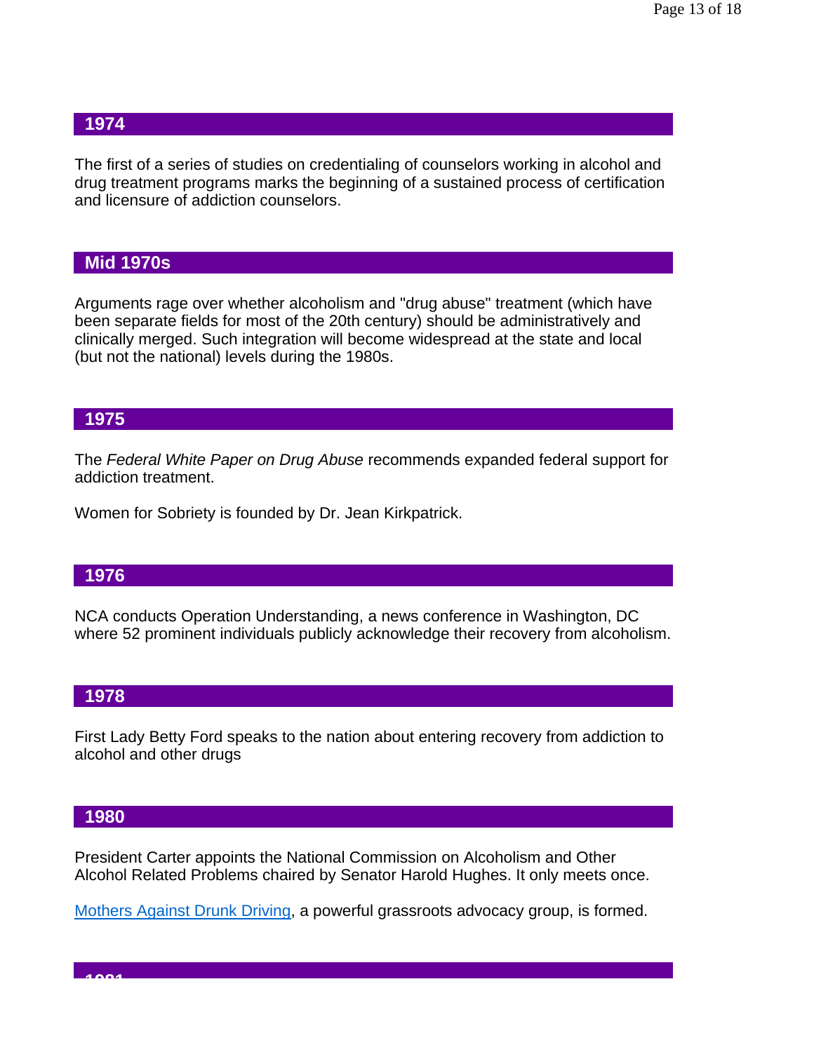## 1974

The first of a series of studies on credentialing of counselors working in alcohol and drug treatment programs marks the beginning of a sustained process of certification and licensure of addiction counselors.

## Mid 1970s

Arguments rage over whether alcoholism and "drug abuse" treatment (which have been separate fields for most of the 20th century) should be administratively and clinically merged. Such integration will become widespread at the state and local (but not the national) levels during the 1980s.

## 1975

The *Federal White Paper on Drug Abuse* recommends expanded federal support for addiction treatment.

Women for Sobriety is founded by Dr. Jean Kirkpatrick.

## 1976

NCA conducts Operation Understanding, a news conference in Washington, DC where 52 prominent individuals publicly acknowledge their recovery from alcoholism.

## 1978

First Lady Betty Ford speaks to the nation about entering recovery from addiction to alcohol and other drugs

## 1980

President Carter appoints the National Commission on Alcoholism and Other Alcohol Related Problems chaired by Senator Harold Hughes. It only meets once.

Mothers Against Drunk Driving, a powerful grassroots advocacy group, is formed.

## 1981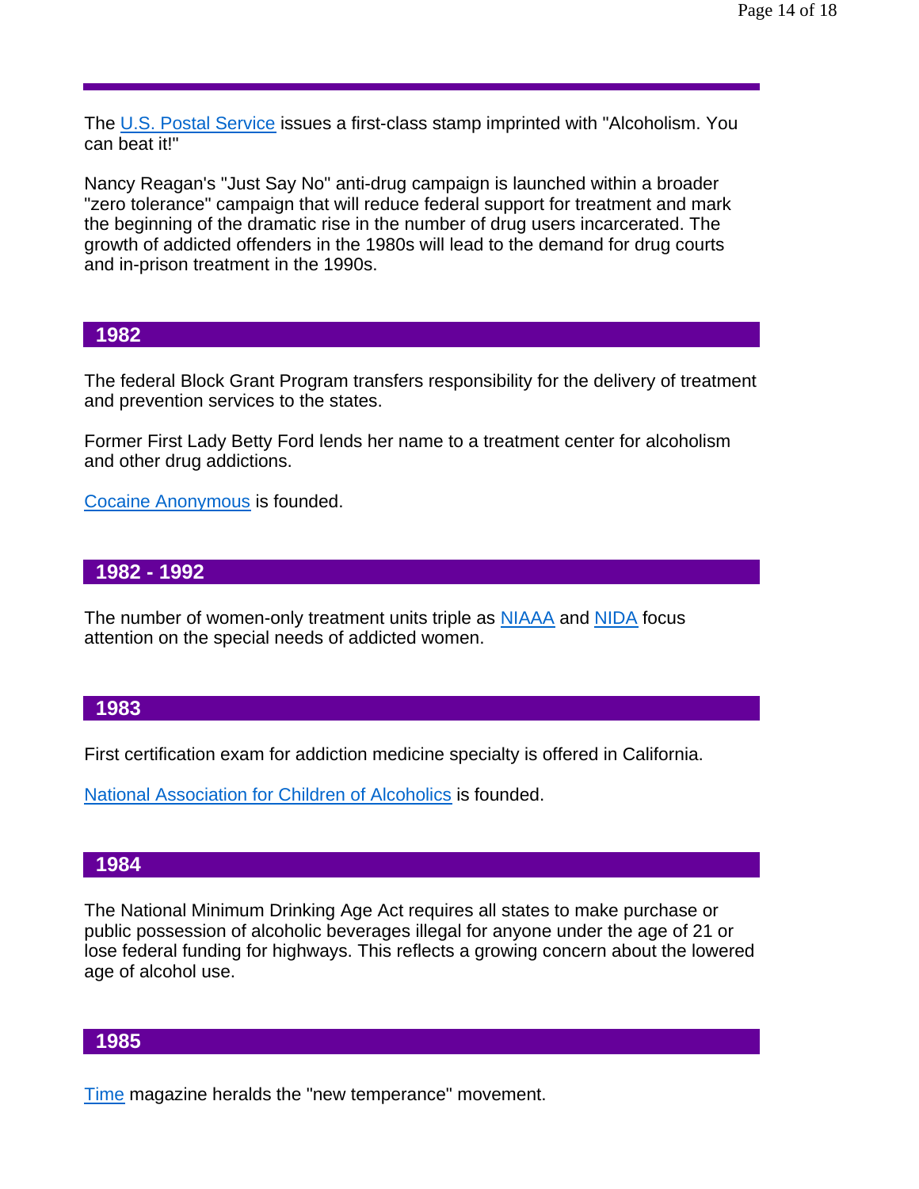The U.S. Postal Service issues a first-class stamp imprinted with "Alcoholism. You can beat it!"

Nancy Reagan's "Just Say No" anti-drug campaign is launched within a broader "zero tolerance" campaign that will reduce federal support for treatment and mark the beginning of the dramatic rise in the number of drug users incarcerated. The growth of addicted offenders in the 1980s will lead to the demand for drug courts and in-prison treatment in the 1990s.

## 1982

The federal Block Grant Program transfers responsibility for the delivery of treatment and prevention services to the states.

Former First Lady Betty Ford lends her name to a treatment center for alcoholism and other drug addictions.

Cocaine Anonymous is founded.

## 1982 - 1992

The number of women-only treatment units triple as NIAAA and NIDA focus attention on the special needs of addicted women.

## 1983

First certification exam for addiction medicine specialty is offered in California.

National Association for Children of Alcoholics is founded.

## 1984

The National Minimum Drinking Age Act requires all states to make purchase or public possession of alcoholic beverages illegal for anyone under the age of 21 or lose federal funding for highways. This reflects a growing concern about the lowered age of alcohol use.

## 1985

Time magazine heralds the "new temperance" movement.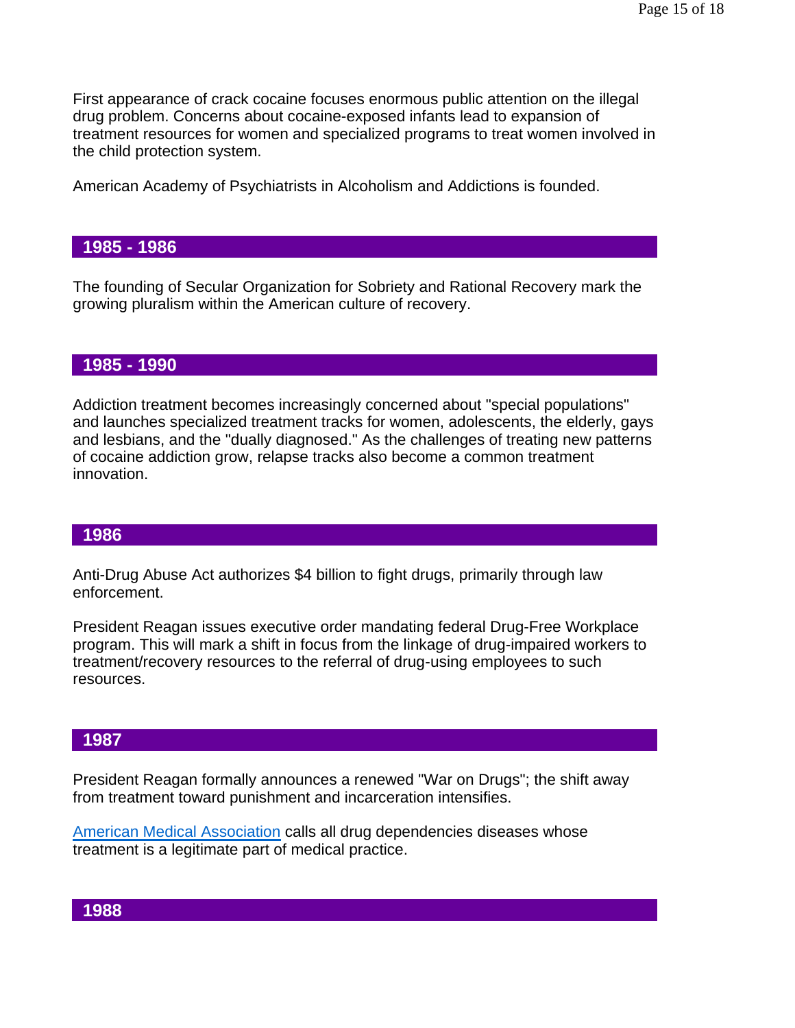First appearance of crack cocaine focuses enormous public attention on the illegal drug problem. Concerns about cocaine-exposed infants lead to expansion of treatment resources for women and specialized programs to treat women involved in the child protection system.

American Academy of Psychiatrists in Alcoholism and Addictions is founded.

## 1985 - 1986

The founding of Secular Organization for Sobriety and Rational Recovery mark the growing pluralism within the American culture of recovery.

## 1985 - 1990

Addiction treatment becomes increasingly concerned about "special populations" and launches specialized treatment tracks for women, adolescents, the elderly, gays and lesbians, and the "dually diagnosed." As the challenges of treating new patterns of cocaine addiction grow, relapse tracks also become a common treatment innovation.

## 1986

Anti-Drug Abuse Act authorizes $4 billion to fight drugs, primarily through law enforcement.

President Reagan issues executive order mandating federal Drug-Free Workplace program. This will mark a shift in focus from the linkage of drug-impaired workers to treatment/recovery resources to the referral of drug-using employees to such resources.

## 1987

President Reagan formally announces a renewed "War on Drugs"; the shift away from treatment toward punishment and incarceration intensifies.

American Medical Association calls all drug dependencies diseases whose treatment is a legitimate part of medical practice.

## 1988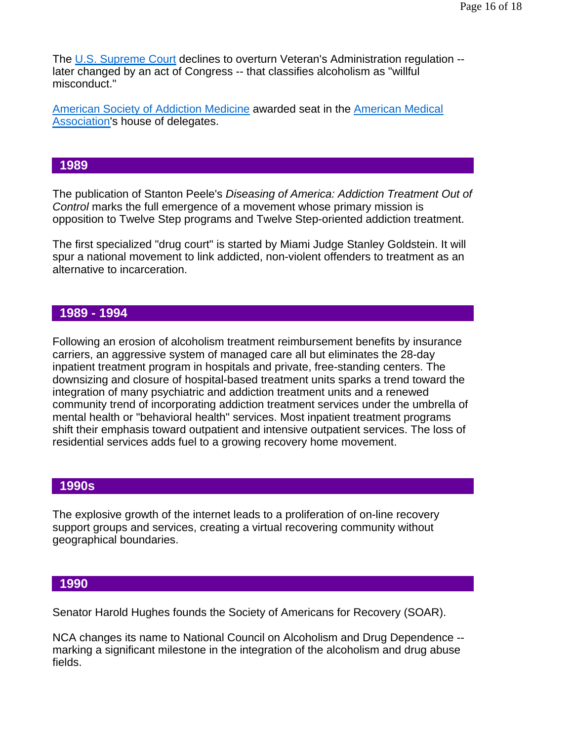The U.S. Supreme Court declines to overturn Veteran's Administration regulation -- later changed by an act of Congress -- that classifies alcoholism as "willful misconduct."

American Society of Addiction Medicine awarded seat in the American Medical Association's house of delegates.

## 1989

The publication of Stanton Peele's *Diseasing of America: Addiction Treatment Out of Control* marks the full emergence of a movement whose primary mission is opposition to Twelve Step programs and Twelve Step-oriented addiction treatment.

The first specialized "drug court" is started by Miami Judge Stanley Goldstein. It will spur a national movement to link addicted, non-violent offenders to treatment as an alternative to incarceration.

## 1989 - 1994

Following an erosion of alcoholism treatment reimbursement benefits by insurance carriers, an aggressive system of managed care all but eliminates the 28-day inpatient treatment program in hospitals and private, free-standing centers. The downsizing and closure of hospital-based treatment units sparks a trend toward the integration of many psychiatric and addiction treatment units and a renewed community trend of incorporating addiction treatment services under the umbrella of mental health or "behavioral health" services. Most inpatient treatment programs shift their emphasis toward outpatient and intensive outpatient services. The loss of residential services adds fuel to a growing recovery home movement.

## 1990s

The explosive growth of the internet leads to a proliferation of on-line recovery support groups and services, creating a virtual recovering community without geographical boundaries.

## 1990

Senator Harold Hughes founds the Society of Americans for Recovery (SOAR).

NCA changes its name to National Council on Alcoholism and Drug Dependence -- marking a significant milestone in the integration of the alcoholism and drug abuse fields.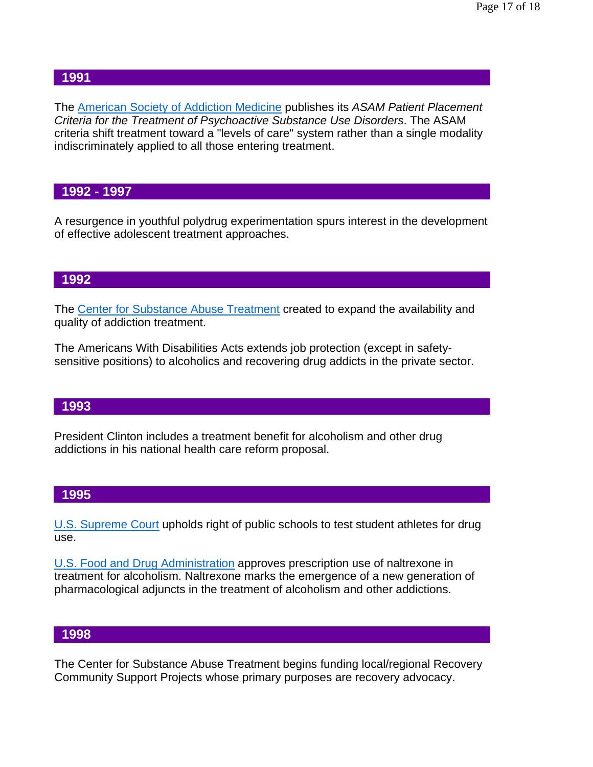## 1991

The American Society of Addiction Medicine publishes its *ASAM Patient Placement Criteria for the Treatment of Psychoactive Substance Use Disorders*. The ASAM criteria shift treatment toward a "levels of care" system rather than a single modality indiscriminately applied to all those entering treatment.

## 1992 - 1997

A resurgence in youthful polydrug experimentation spurs interest in the development of effective adolescent treatment approaches.

## 1992

The Center for Substance Abuse Treatment created to expand the availability and quality of addiction treatment.

The Americans With Disabilities Acts extends job protection (except in safety-sensitive positions) to alcoholics and recovering drug addicts in the private sector.

## 1993

President Clinton includes a treatment benefit for alcoholism and other drug addictions in his national health care reform proposal.

## 1995

U.S. Supreme Court upholds right of public schools to test student athletes for drug use.

U.S. Food and Drug Administration approves prescription use of naltrexone in treatment for alcoholism. Naltrexone marks the emergence of a new generation of pharmacological adjuncts in the treatment of alcoholism and other addictions.

## 1998

The Center for Substance Abuse Treatment begins funding local/regional Recovery Community Support Projects whose primary purposes are recovery advocacy.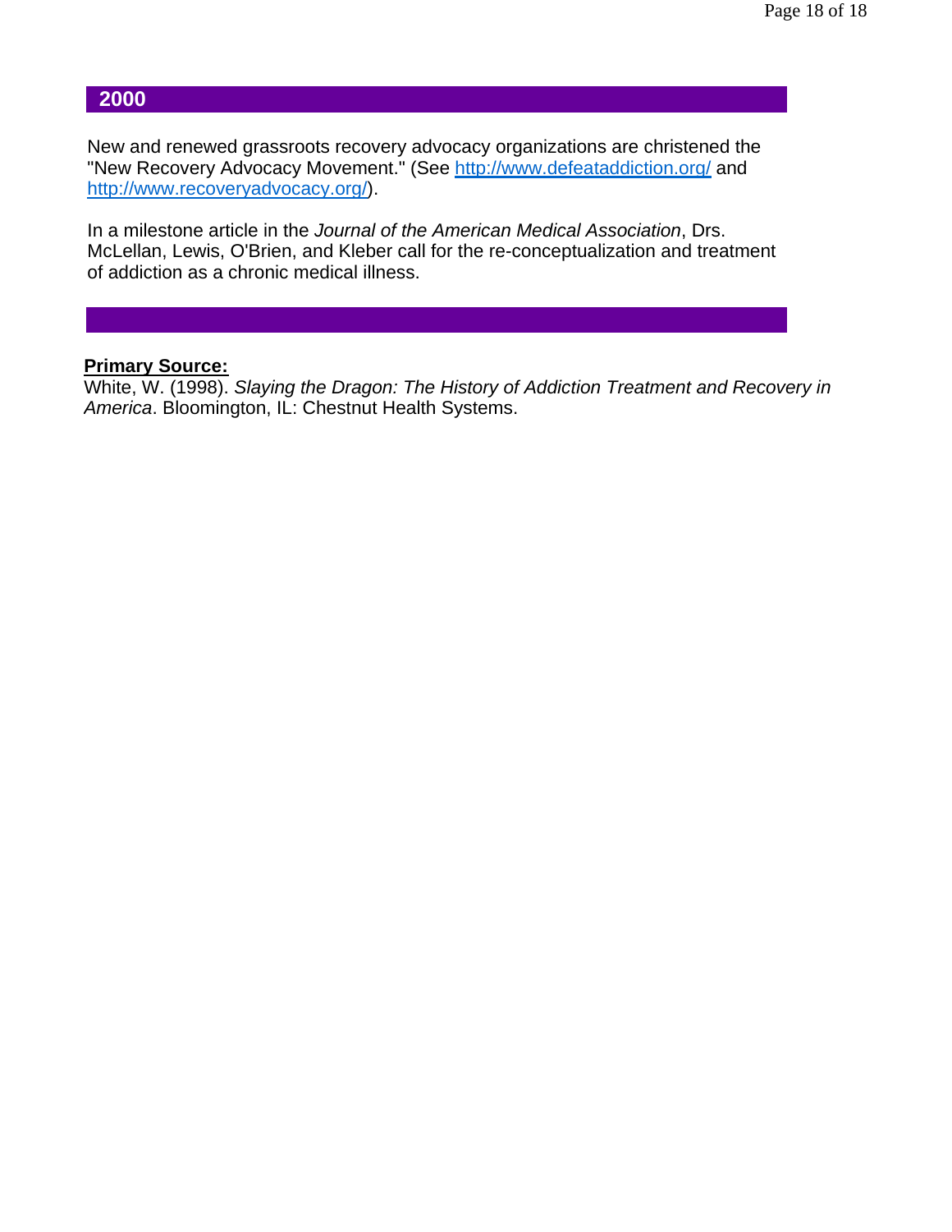## 2000

New and renewed grassroots recovery advocacy organizations are christened the "New Recovery Advocacy Movement." (See http://www.defeataddiction.org/ and http://www.recoveryadvocacy.org/).

In a milestone article in the *Journal of the American Medical Association*, Drs. McLellan, Lewis, O'Brien, and Kleber call for the re-conceptualization and treatment of addiction as a chronic medical illness.

**Primary Source:**

White, W. (1998). *Slaying the Dragon: The History of Addiction Treatment and Recovery in America*. Bloomington, IL: Chestnut Health Systems.